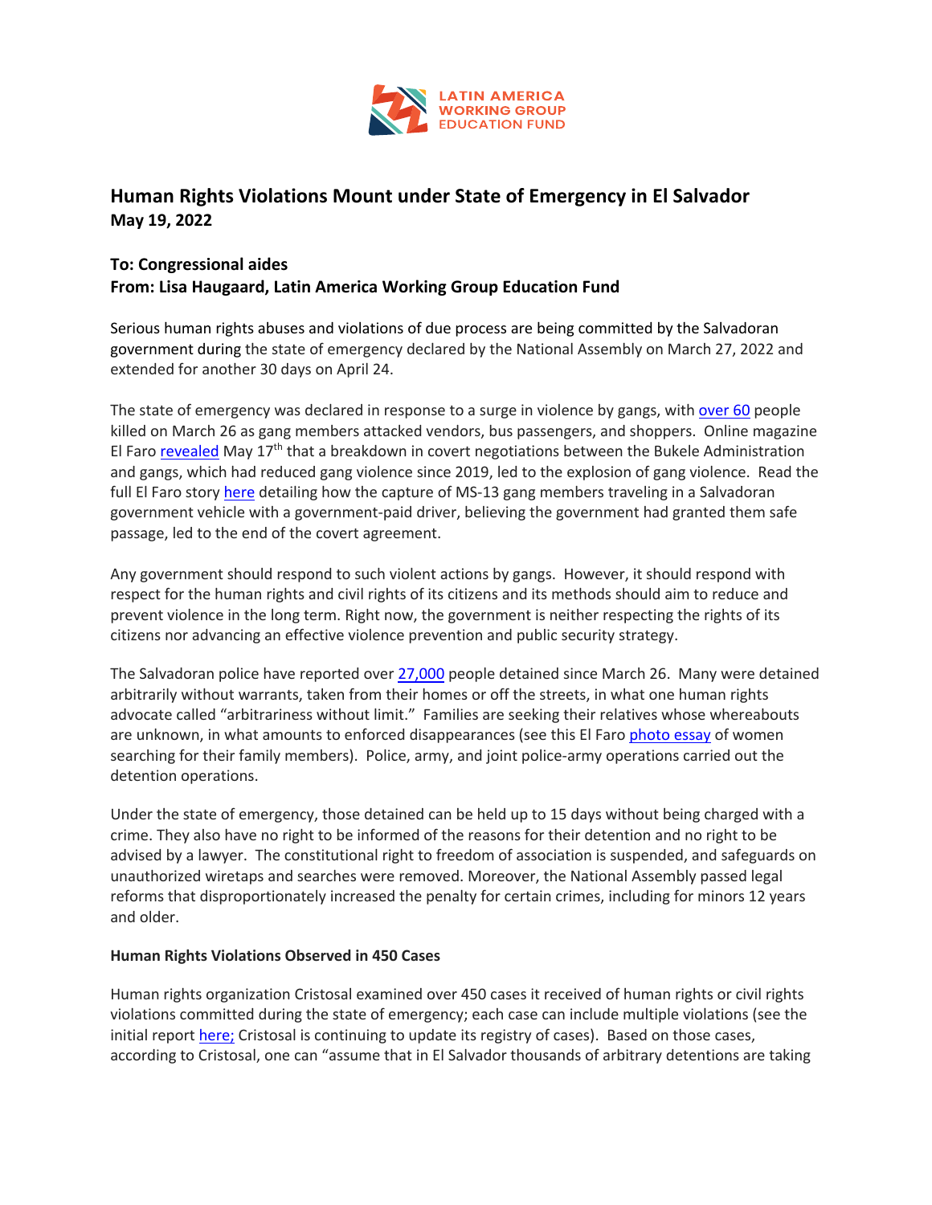LATIN AMERICA WORKING GROUP EDUCATION FUND

# Human Rights Violations Mount under State of Emergency in El Salvador

**May 19, 2022**

**To: Congressional aides**
**From: Lisa Haugaard, Latin America Working Group Education Fund**

Serious human rights abuses and violations of due process are being committed by the Salvadoran government during the state of emergency declared by the National Assembly on March 27, 2022 and extended for another 30 days on April 24.

The state of emergency was declared in response to a surge in violence by gangs, with over 60 people killed on March 26 as gang members attacked vendors, bus passengers, and shoppers. Online magazine El Faro revealed May 17th that a breakdown in covert negotiations between the Bukele Administration and gangs, which had reduced gang violence since 2019, led to the explosion of gang violence. Read the full El Faro story here detailing how the capture of MS-13 gang members traveling in a Salvadoran government vehicle with a government-paid driver, believing the government had granted them safe passage, led to the end of the covert agreement.

Any government should respond to such violent actions by gangs. However, it should respond with respect for the human rights and civil rights of its citizens and its methods should aim to reduce and prevent violence in the long term. Right now, the government is neither respecting the rights of its citizens nor advancing an effective violence prevention and public security strategy.

The Salvadoran police have reported over 27,000 people detained since March 26. Many were detained arbitrarily without warrants, taken from their homes or off the streets, in what one human rights advocate called "arbitrariness without limit." Families are seeking their relatives whose whereabouts are unknown, in what amounts to enforced disappearances (see this El Faro photo essay of women searching for their family members). Police, army, and joint police-army operations carried out the detention operations.

Under the state of emergency, those detained can be held up to 15 days without being charged with a crime. They also have no right to be informed of the reasons for their detention and no right to be advised by a lawyer. The constitutional right to freedom of association is suspended, and safeguards on unauthorized wiretaps and searches were removed. Moreover, the National Assembly passed legal reforms that disproportionately increased the penalty for certain crimes, including for minors 12 years and older.

**Human Rights Violations Observed in 450 Cases**

Human rights organization Cristosal examined over 450 cases it received of human rights or civil rights violations committed during the state of emergency; each case can include multiple violations (see the initial report here; Cristosal is continuing to update its registry of cases). Based on those cases, according to Cristosal, one can "assume that in El Salvador thousands of arbitrary detentions are taking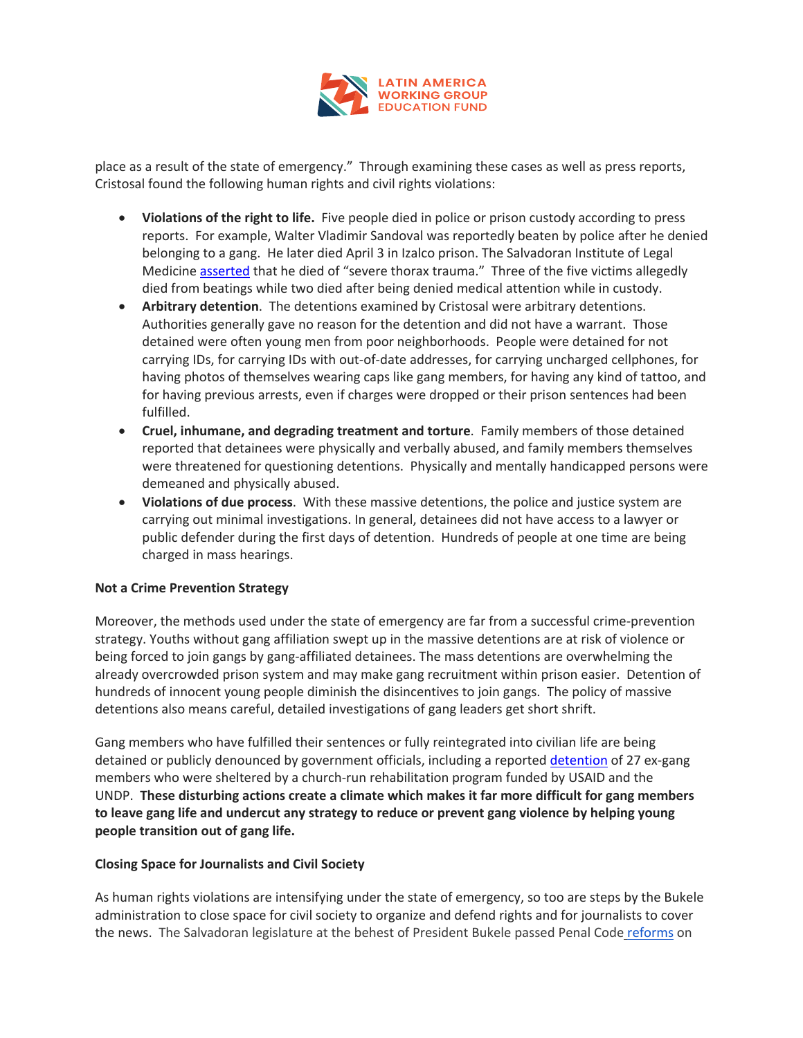place as a result of the state of emergency." Through examining these cases as well as press reports, Cristosal found the following human rights and civil rights violations:

- **Violations of the right to life.** Five people died in police or prison custody according to press reports. For example, Walter Vladimir Sandoval was reportedly beaten by police after he denied belonging to a gang. He later died April 3 in Izalco prison. The Salvadoran Institute of Legal Medicine asserted that he died of "severe thorax trauma." Three of the five victims allegedly died from beatings while two died after being denied medical attention while in custody.
- **Arbitrary detention**. The detentions examined by Cristosal were arbitrary detentions. Authorities generally gave no reason for the detention and did not have a warrant. Those detained were often young men from poor neighborhoods. People were detained for not carrying IDs, for carrying IDs with out-of-date addresses, for carrying uncharged cellphones, for having photos of themselves wearing caps like gang members, for having any kind of tattoo, and for having previous arrests, even if charges were dropped or their prison sentences had been fulfilled.
- **Cruel, inhumane, and degrading treatment and torture**. Family members of those detained reported that detainees were physically and verbally abused, and family members themselves were threatened for questioning detentions. Physically and mentally handicapped persons were demeaned and physically abused.
- **Violations of due process**. With these massive detentions, the police and justice system are carrying out minimal investigations. In general, detainees did not have access to a lawyer or public defender during the first days of detention. Hundreds of people at one time are being charged in mass hearings.

**Not a Crime Prevention Strategy**

Moreover, the methods used under the state of emergency are far from a successful crime-prevention strategy. Youths without gang affiliation swept up in the massive detentions are at risk of violence or being forced to join gangs by gang-affiliated detainees. The mass detentions are overwhelming the already overcrowded prison system and may make gang recruitment within prison easier. Detention of hundreds of innocent young people diminish the disincentives to join gangs. The policy of massive detentions also means careful, detailed investigations of gang leaders get short shrift.

Gang members who have fulfilled their sentences or fully reintegrated into civilian life are being detained or publicly denounced by government officials, including a reported detention of 27 ex-gang members who were sheltered by a church-run rehabilitation program funded by USAID and the UNDP. **These disturbing actions create a climate which makes it far more difficult for gang members to leave gang life and undercut any strategy to reduce or prevent gang violence by helping young people transition out of gang life.**

**Closing Space for Journalists and Civil Society**

As human rights violations are intensifying under the state of emergency, so too are steps by the Bukele administration to close space for civil society to organize and defend rights and for journalists to cover the news. The Salvadoran legislature at the behest of President Bukele passed Penal Code reforms on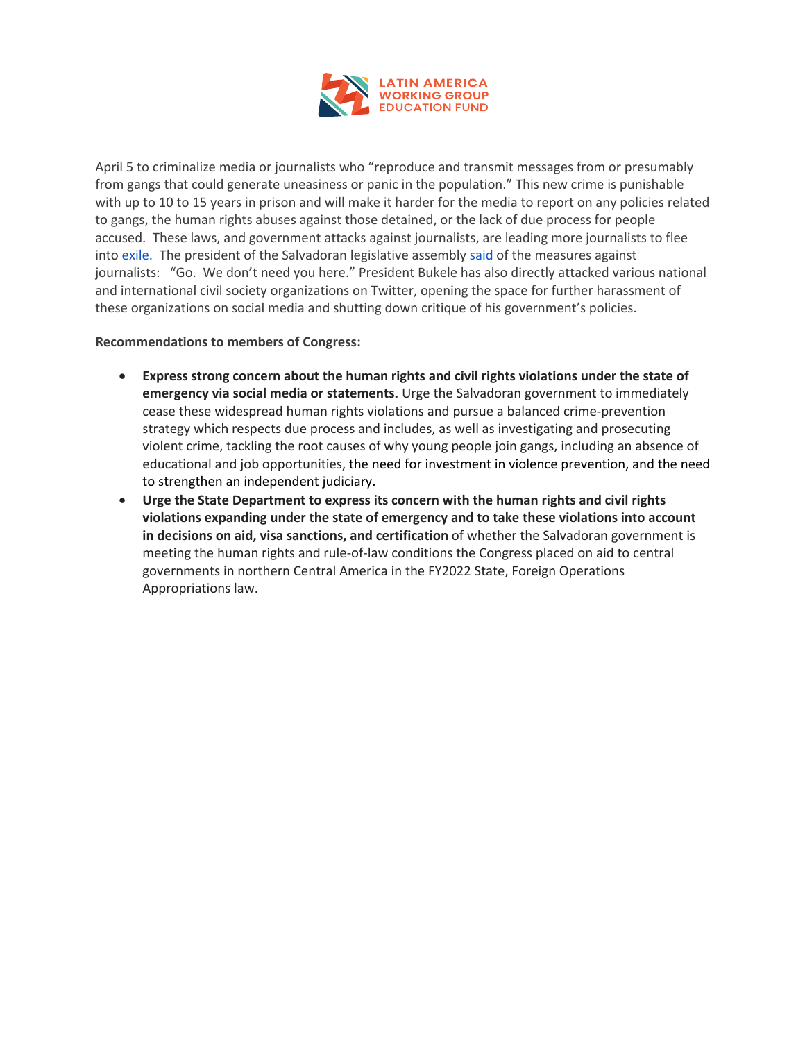April 5 to criminalize media or journalists who "reproduce and transmit messages from or presumably from gangs that could generate uneasiness or panic in the population." This new crime is punishable with up to 10 to 15 years in prison and will make it harder for the media to report on any policies related to gangs, the human rights abuses against those detained, or the lack of due process for people accused. These laws, and government attacks against journalists, are leading more journalists to flee into exile. The president of the Salvadoran legislative assembly said of the measures against journalists: "Go. We don't need you here." President Bukele has also directly attacked various national and international civil society organizations on Twitter, opening the space for further harassment of these organizations on social media and shutting down critique of his government's policies.

**Recommendations to members of Congress:**

- **Express strong concern about the human rights and civil rights violations under the state of emergency via social media or statements.** Urge the Salvadoran government to immediately cease these widespread human rights violations and pursue a balanced crime-prevention strategy which respects due process and includes, as well as investigating and prosecuting violent crime, tackling the root causes of why young people join gangs, including an absence of educational and job opportunities, the need for investment in violence prevention, and the need to strengthen an independent judiciary.
- **Urge the State Department to express its concern with the human rights and civil rights violations expanding under the state of emergency and to take these violations into account in decisions on aid, visa sanctions, and certification** of whether the Salvadoran government is meeting the human rights and rule-of-law conditions the Congress placed on aid to central governments in northern Central America in the FY2022 State, Foreign Operations Appropriations law.